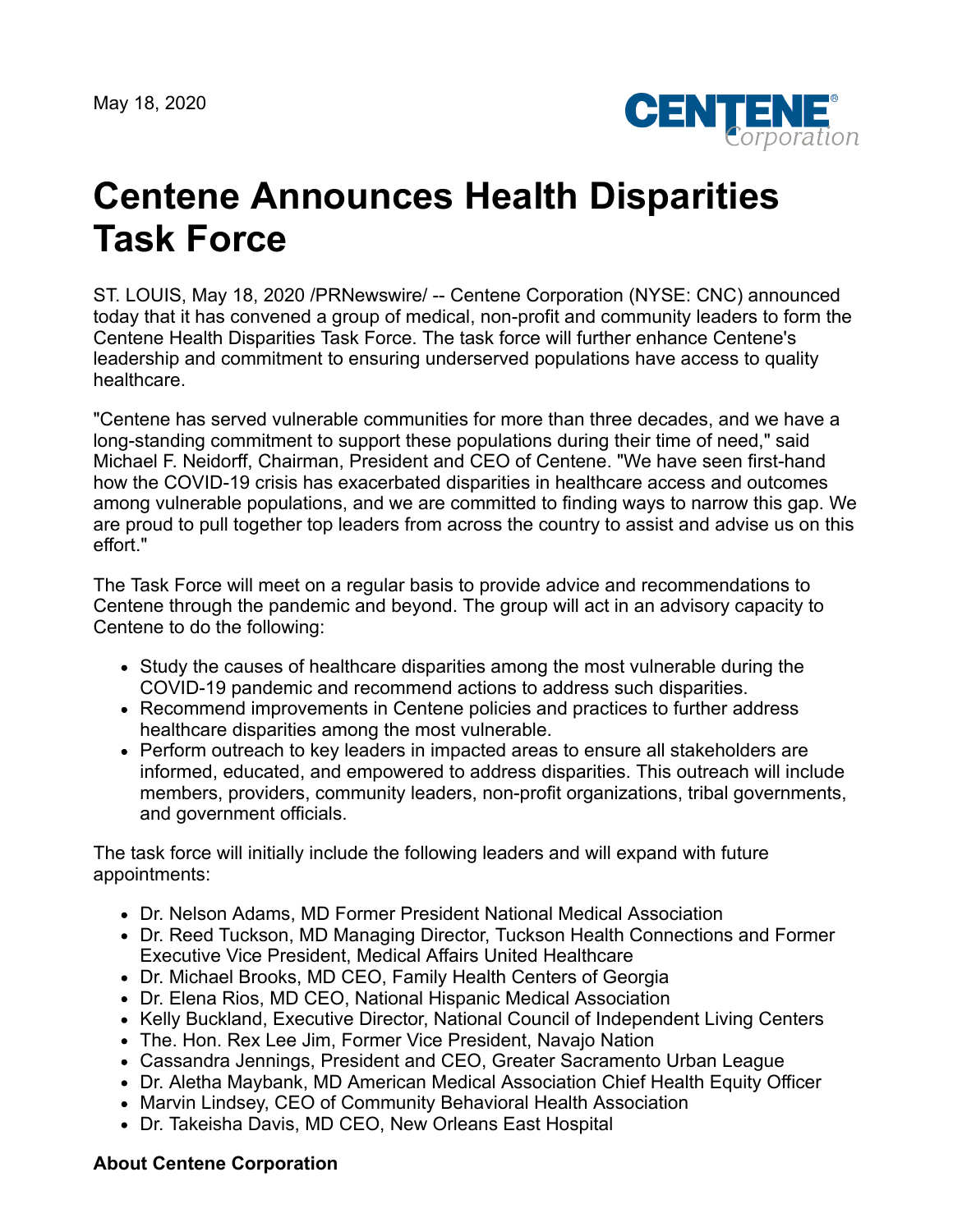May 18, 2020

# Centene Announces Health Disparities Task Force

ST. LOUIS, May 18, 2020 /PRNewswire/ -- Centene Corporation (NYSE: CNC) announced today that it has convened a group of medical, non-profit and community leaders to form the Centene Health Disparities Task Force. The task force will further enhance Centene's leadership and commitment to ensuring underserved populations have access to quality healthcare.

"Centene has served vulnerable communities for more than three decades, and we have a long-standing commitment to support these populations during their time of need," said Michael F. Neidorff, Chairman, President and CEO of Centene. "We have seen first-hand how the COVID-19 crisis has exacerbated disparities in healthcare access and outcomes among vulnerable populations, and we are committed to finding ways to narrow this gap. We are proud to pull together top leaders from across the country to assist and advise us on this effort."

The Task Force will meet on a regular basis to provide advice and recommendations to Centene through the pandemic and beyond. The group will act in an advisory capacity to Centene to do the following:

- Study the causes of healthcare disparities among the most vulnerable during the COVID-19 pandemic and recommend actions to address such disparities.
- Recommend improvements in Centene policies and practices to further address healthcare disparities among the most vulnerable.
- Perform outreach to key leaders in impacted areas to ensure all stakeholders are informed, educated, and empowered to address disparities. This outreach will include members, providers, community leaders, non-profit organizations, tribal governments, and government officials.

The task force will initially include the following leaders and will expand with future appointments:

- Dr. Nelson Adams, MD Former President National Medical Association
- Dr. Reed Tuckson, MD Managing Director, Tuckson Health Connections and Former Executive Vice President, Medical Affairs United Healthcare
- Dr. Michael Brooks, MD CEO, Family Health Centers of Georgia
- Dr. Elena Rios, MD CEO, National Hispanic Medical Association
- Kelly Buckland, Executive Director, National Council of Independent Living Centers
- The. Hon. Rex Lee Jim, Former Vice President, Navajo Nation
- Cassandra Jennings, President and CEO, Greater Sacramento Urban League
- Dr. Aletha Maybank, MD American Medical Association Chief Health Equity Officer
- Marvin Lindsey, CEO of Community Behavioral Health Association
- Dr. Takeisha Davis, MD CEO, New Orleans East Hospital

**About Centene Corporation**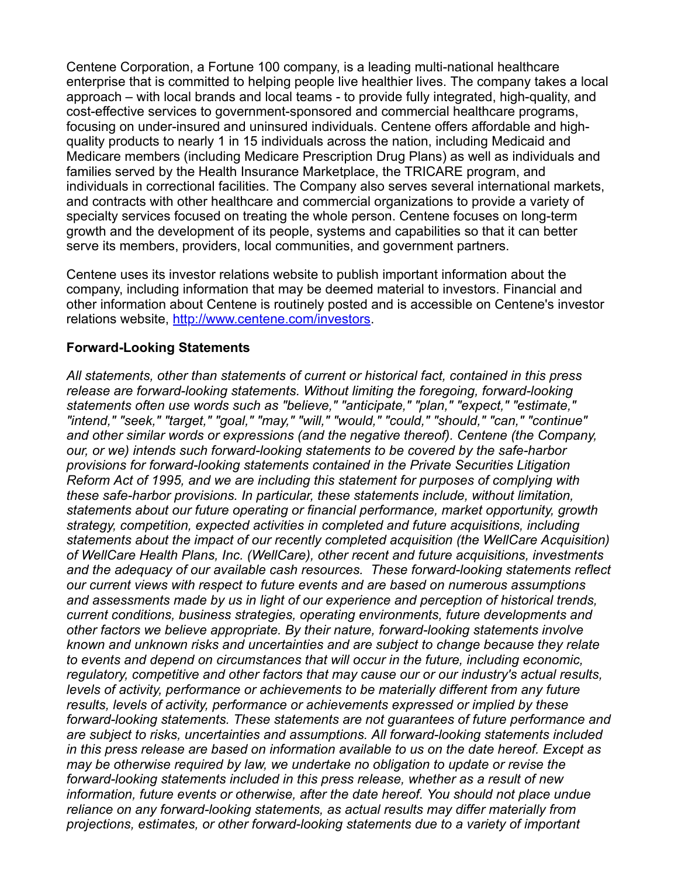Centene Corporation, a Fortune 100 company, is a leading multi-national healthcare enterprise that is committed to helping people live healthier lives. The company takes a local approach – with local brands and local teams - to provide fully integrated, high-quality, and cost-effective services to government-sponsored and commercial healthcare programs, focusing on under-insured and uninsured individuals. Centene offers affordable and high-quality products to nearly 1 in 15 individuals across the nation, including Medicaid and Medicare members (including Medicare Prescription Drug Plans) as well as individuals and families served by the Health Insurance Marketplace, the TRICARE program, and individuals in correctional facilities. The Company also serves several international markets, and contracts with other healthcare and commercial organizations to provide a variety of specialty services focused on treating the whole person. Centene focuses on long-term growth and the development of its people, systems and capabilities so that it can better serve its members, providers, local communities, and government partners.

Centene uses its investor relations website to publish important information about the company, including information that may be deemed material to investors. Financial and other information about Centene is routinely posted and is accessible on Centene's investor relations website, [http://www.centene.com/investors](http://www.centene.com/investors).

**Forward-Looking Statements**

*All statements, other than statements of current or historical fact, contained in this press release are forward-looking statements. Without limiting the foregoing, forward-looking statements often use words such as "believe," "anticipate," "plan," "expect," "estimate," "intend," "seek," "target," "goal," "may," "will," "would," "could," "should," "can," "continue" and other similar words or expressions (and the negative thereof). Centene (the Company, our, or we) intends such forward-looking statements to be covered by the safe-harbor provisions for forward-looking statements contained in the Private Securities Litigation Reform Act of 1995, and we are including this statement for purposes of complying with these safe-harbor provisions. In particular, these statements include, without limitation, statements about our future operating or financial performance, market opportunity, growth strategy, competition, expected activities in completed and future acquisitions, including statements about the impact of our recently completed acquisition (the WellCare Acquisition) of WellCare Health Plans, Inc. (WellCare), other recent and future acquisitions, investments and the adequacy of our available cash resources. These forward-looking statements reflect our current views with respect to future events and are based on numerous assumptions and assessments made by us in light of our experience and perception of historical trends, current conditions, business strategies, operating environments, future developments and other factors we believe appropriate. By their nature, forward-looking statements involve known and unknown risks and uncertainties and are subject to change because they relate to events and depend on circumstances that will occur in the future, including economic, regulatory, competitive and other factors that may cause our or our industry's actual results, levels of activity, performance or achievements to be materially different from any future results, levels of activity, performance or achievements expressed or implied by these forward-looking statements. These statements are not guarantees of future performance and are subject to risks, uncertainties and assumptions. All forward-looking statements included in this press release are based on information available to us on the date hereof. Except as may be otherwise required by law, we undertake no obligation to update or revise the forward-looking statements included in this press release, whether as a result of new information, future events or otherwise, after the date hereof. You should not place undue reliance on any forward-looking statements, as actual results may differ materially from projections, estimates, or other forward-looking statements due to a variety of important*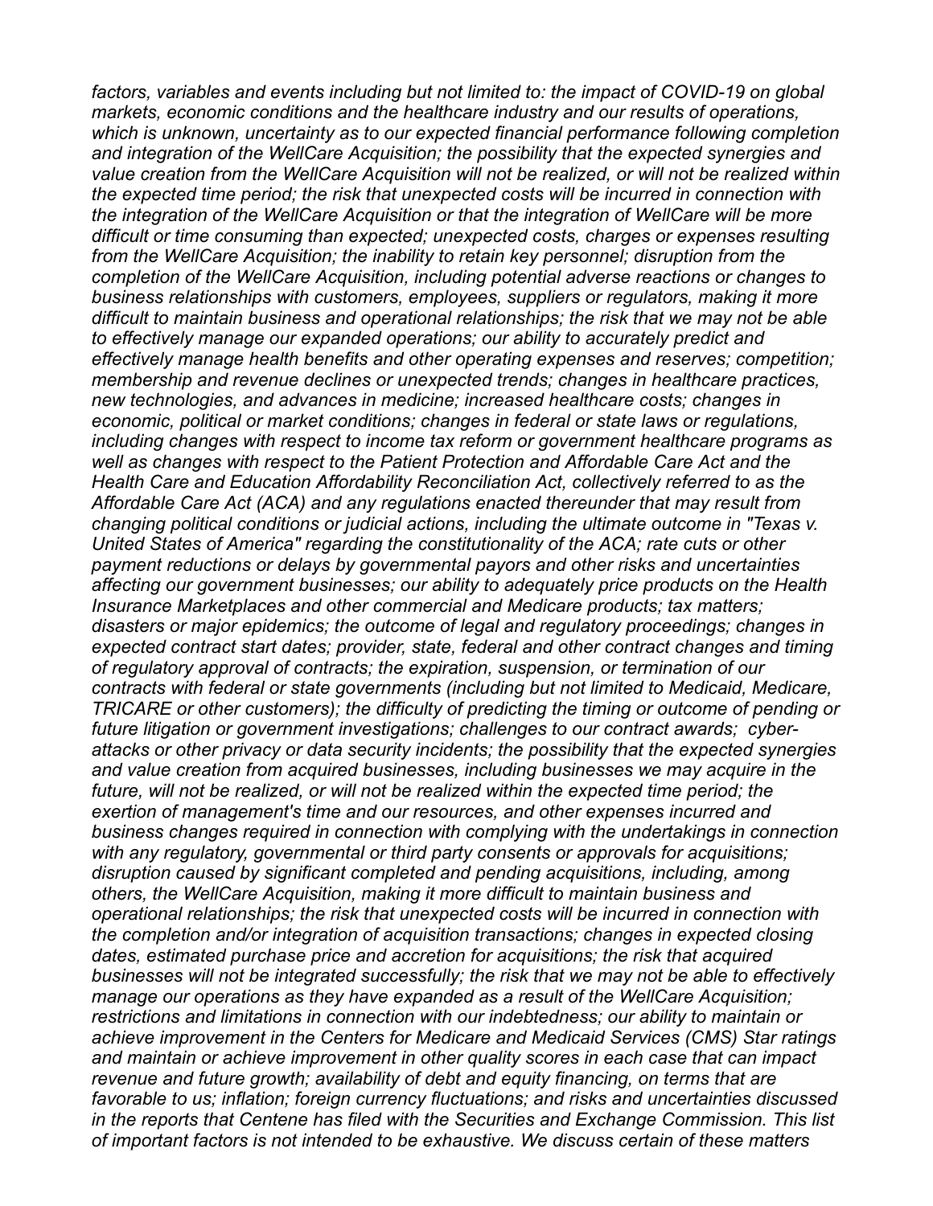*factors, variables and events including but not limited to: the impact of COVID-19 on global markets, economic conditions and the healthcare industry and our results of operations, which is unknown, uncertainty as to our expected financial performance following completion and integration of the WellCare Acquisition; the possibility that the expected synergies and value creation from the WellCare Acquisition will not be realized, or will not be realized within the expected time period; the risk that unexpected costs will be incurred in connection with the integration of the WellCare Acquisition or that the integration of WellCare will be more difficult or time consuming than expected; unexpected costs, charges or expenses resulting from the WellCare Acquisition; the inability to retain key personnel; disruption from the completion of the WellCare Acquisition, including potential adverse reactions or changes to business relationships with customers, employees, suppliers or regulators, making it more difficult to maintain business and operational relationships; the risk that we may not be able to effectively manage our expanded operations; our ability to accurately predict and effectively manage health benefits and other operating expenses and reserves; competition; membership and revenue declines or unexpected trends; changes in healthcare practices, new technologies, and advances in medicine; increased healthcare costs; changes in economic, political or market conditions; changes in federal or state laws or regulations, including changes with respect to income tax reform or government healthcare programs as well as changes with respect to the Patient Protection and Affordable Care Act and the Health Care and Education Affordability Reconciliation Act, collectively referred to as the Affordable Care Act (ACA) and any regulations enacted thereunder that may result from changing political conditions or judicial actions, including the ultimate outcome in "Texas v. United States of America" regarding the constitutionality of the ACA; rate cuts or other payment reductions or delays by governmental payors and other risks and uncertainties affecting our government businesses; our ability to adequately price products on the Health Insurance Marketplaces and other commercial and Medicare products; tax matters; disasters or major epidemics; the outcome of legal and regulatory proceedings; changes in expected contract start dates; provider, state, federal and other contract changes and timing of regulatory approval of contracts; the expiration, suspension, or termination of our contracts with federal or state governments (including but not limited to Medicaid, Medicare, TRICARE or other customers); the difficulty of predicting the timing or outcome of pending or future litigation or government investigations; challenges to our contract awards; cyber-attacks or other privacy or data security incidents; the possibility that the expected synergies and value creation from acquired businesses, including businesses we may acquire in the future, will not be realized, or will not be realized within the expected time period; the exertion of management's time and our resources, and other expenses incurred and business changes required in connection with complying with the undertakings in connection with any regulatory, governmental or third party consents or approvals for acquisitions; disruption caused by significant completed and pending acquisitions, including, among others, the WellCare Acquisition, making it more difficult to maintain business and operational relationships; the risk that unexpected costs will be incurred in connection with the completion and/or integration of acquisition transactions; changes in expected closing dates, estimated purchase price and accretion for acquisitions; the risk that acquired businesses will not be integrated successfully; the risk that we may not be able to effectively manage our operations as they have expanded as a result of the WellCare Acquisition; restrictions and limitations in connection with our indebtedness; our ability to maintain or achieve improvement in the Centers for Medicare and Medicaid Services (CMS) Star ratings and maintain or achieve improvement in other quality scores in each case that can impact revenue and future growth; availability of debt and equity financing, on terms that are favorable to us; inflation; foreign currency fluctuations; and risks and uncertainties discussed in the reports that Centene has filed with the Securities and Exchange Commission. This list of important factors is not intended to be exhaustive. We discuss certain of these matters*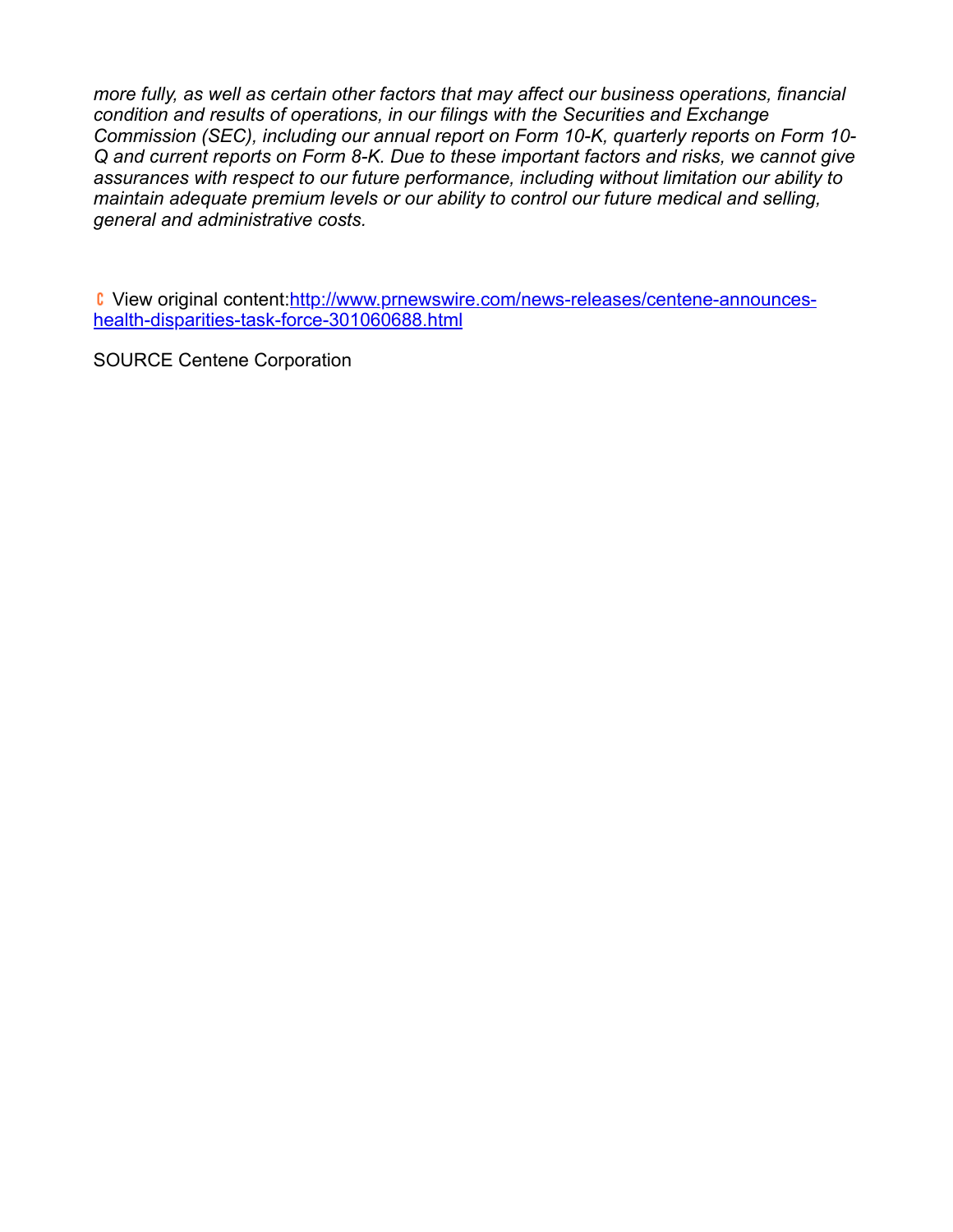*more fully, as well as certain other factors that may affect our business operations, financial condition and results of operations, in our filings with the Securities and Exchange Commission (SEC), including our annual report on Form 10-K, quarterly reports on Form 10-Q and current reports on Form 8-K. Due to these important factors and risks, we cannot give assurances with respect to our future performance, including without limitation our ability to maintain adequate premium levels or our ability to control our future medical and selling, general and administrative costs.*

View original content:[http://www.prnewswire.com/news-releases/centene-announces-health-disparities-task-force-301060688.html](http://www.prnewswire.com/news-releases/centene-announces-health-disparities-task-force-301060688.html)

SOURCE Centene Corporation